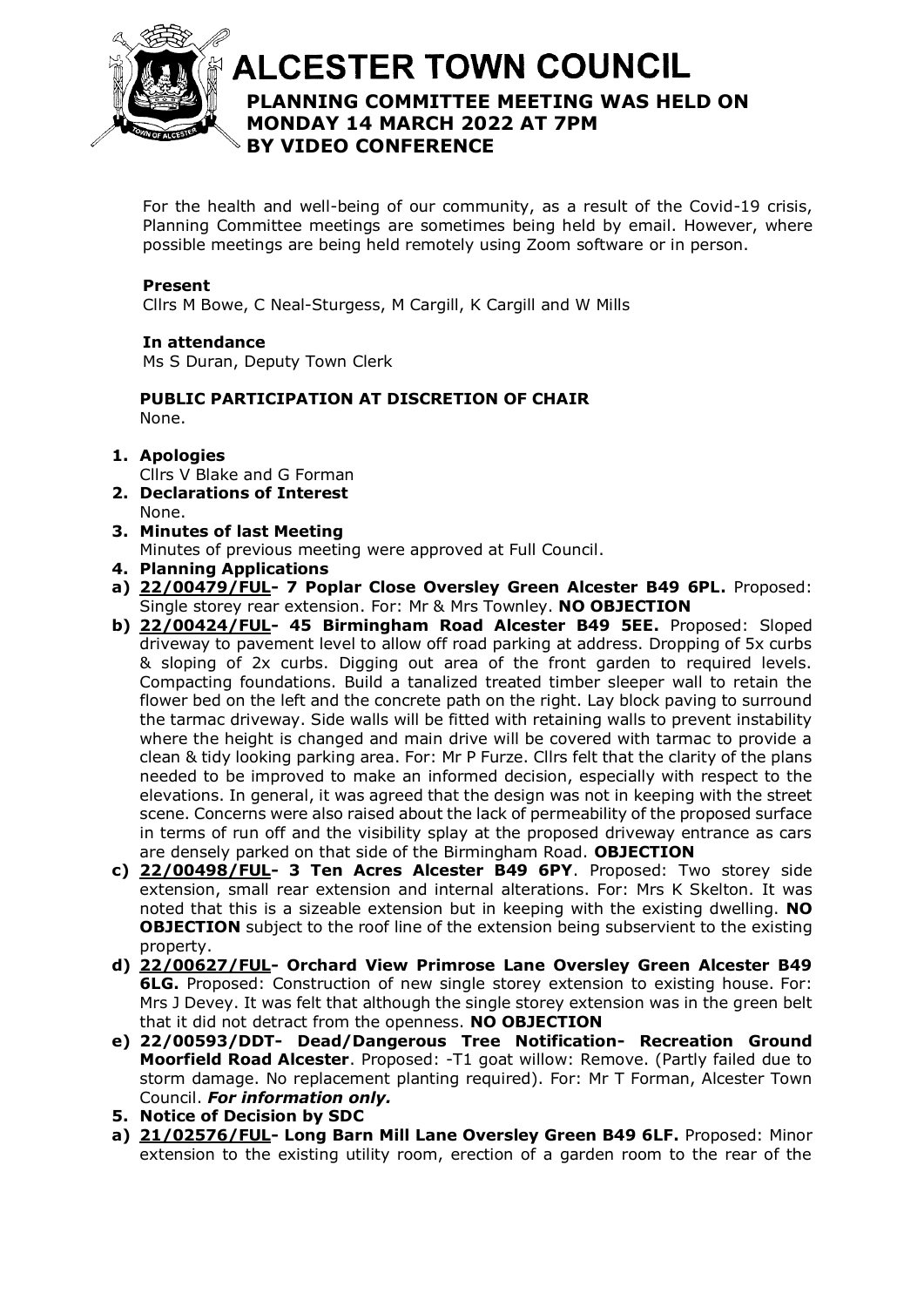# ALCESTER TOWN COUNCIL

## PLANNING COMMITTEE MEETING WAS HELD ON MONDAY 14 MARCH 2022 AT 7PM BY VIDEO CONFERENCE

For the health and well-being of our community, as a result of the Covid-19 crisis, Planning Committee meetings are sometimes being held by email. However, where possible meetings are being held remotely using Zoom software or in person.

**Present**
Cllrs M Bowe, C Neal-Sturgess, M Cargill, K Cargill and W Mills

**In attendance**
Ms S Duran, Deputy Town Clerk

**PUBLIC PARTICIPATION AT DISCRETION OF CHAIR**
None.

1. **Apologies**
   Cllrs V Blake and G Forman
2. **Declarations of Interest**
   None.
3. **Minutes of last Meeting**
   Minutes of previous meeting were approved at Full Council.
4. **Planning Applications**

**a) 22/00479/FUL- 7 Poplar Close Oversley Green Alcester B49 6PL.** Proposed: Single storey rear extension. For: Mr & Mrs Townley. **NO OBJECTION**

**b) 22/00424/FUL- 45 Birmingham Road Alcester B49 5EE.** Proposed: Sloped driveway to pavement level to allow off road parking at address. Dropping of 5x curbs & sloping of 2x curbs. Digging out area of the front garden to required levels. Compacting foundations. Build a tanalized treated timber sleeper wall to retain the flower bed on the left and the concrete path on the right. Lay block paving to surround the tarmac driveway. Side walls will be fitted with retaining walls to prevent instability where the height is changed and main drive will be covered with tarmac to provide a clean & tidy looking parking area. For: Mr P Furze. Cllrs felt that the clarity of the plans needed to be improved to make an informed decision, especially with respect to the elevations. In general, it was agreed that the design was not in keeping with the street scene. Concerns were also raised about the lack of permeability of the proposed surface in terms of run off and the visibility splay at the proposed driveway entrance as cars are densely parked on that side of the Birmingham Road. **OBJECTION**

**c) 22/00498/FUL- 3 Ten Acres Alcester B49 6PY**. Proposed: Two storey side extension, small rear extension and internal alterations. For: Mrs K Skelton. It was noted that this is a sizeable extension but in keeping with the existing dwelling. **NO OBJECTION** subject to the roof line of the extension being subservient to the existing property.

**d) 22/00627/FUL- Orchard View Primrose Lane Oversley Green Alcester B49 6LG.** Proposed: Construction of new single storey extension to existing house. For: Mrs J Devey. It was felt that although the single storey extension was in the green belt that it did not detract from the openness. **NO OBJECTION**

**e) 22/00593/DDT- Dead/Dangerous Tree Notification- Recreation Ground Moorfield Road Alcester**. Proposed: -T1 goat willow: Remove. (Partly failed due to storm damage. No replacement planting required). For: Mr T Forman, Alcester Town Council. ***For information only.***

5. **Notice of Decision by SDC**

**a) 21/02576/FUL- Long Barn Mill Lane Oversley Green B49 6LF.** Proposed: Minor extension to the existing utility room, erection of a garden room to the rear of the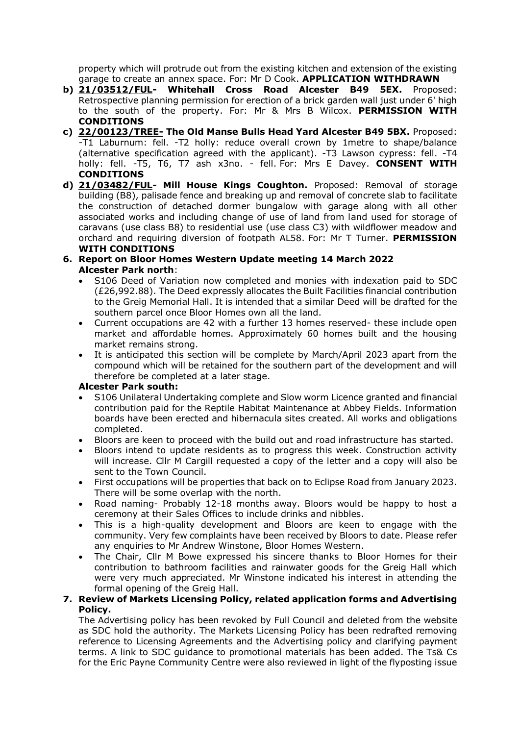property which will protrude out from the existing kitchen and extension of the existing garage to create an annex space. For: Mr D Cook. **APPLICATION WITHDRAWN**

b) **21/03512/FUL- Whitehall Cross Road Alcester B49 5EX.** Proposed: Retrospective planning permission for erection of a brick garden wall just under 6' high to the south of the property. For: Mr & Mrs B Wilcox. **PERMISSION WITH CONDITIONS**

c) **22/00123/TREE- The Old Manse Bulls Head Yard Alcester B49 5BX.** Proposed: -T1 Laburnum: fell. -T2 holly: reduce overall crown by 1metre to shape/balance (alternative specification agreed with the applicant). -T3 Lawson cypress: fell. -T4 holly: fell. -T5, T6, T7 ash x3no. - fell. For: Mrs E Davey. **CONSENT WITH CONDITIONS**

d) **21/03482/FUL- Mill House Kings Coughton.** Proposed: Removal of storage building (B8), palisade fence and breaking up and removal of concrete slab to facilitate the construction of detached dormer bungalow with garage along with all other associated works and including change of use of land from land used for storage of caravans (use class B8) to residential use (use class C3) with wildflower meadow and orchard and requiring diversion of footpath AL58. For: Mr T Turner. **PERMISSION WITH CONDITIONS**

**6. Report on Bloor Homes Western Update meeting 14 March 2022**

**Alcester Park north**:

- S106 Deed of Variation now completed and monies with indexation paid to SDC (£26,992.88). The Deed expressly allocates the Built Facilities financial contribution to the Greig Memorial Hall. It is intended that a similar Deed will be drafted for the southern parcel once Bloor Homes own all the land.
- Current occupations are 42 with a further 13 homes reserved- these include open market and affordable homes. Approximately 60 homes built and the housing market remains strong.
- It is anticipated this section will be complete by March/April 2023 apart from the compound which will be retained for the southern part of the development and will therefore be completed at a later stage.

**Alcester Park south:**

- S106 Unilateral Undertaking complete and Slow worm Licence granted and financial contribution paid for the Reptile Habitat Maintenance at Abbey Fields. Information boards have been erected and hibernacula sites created. All works and obligations completed.
- Bloors are keen to proceed with the build out and road infrastructure has started.
- Bloors intend to update residents as to progress this week. Construction activity will increase. Cllr M Cargill requested a copy of the letter and a copy will also be sent to the Town Council.
- First occupations will be properties that back on to Eclipse Road from January 2023. There will be some overlap with the north.
- Road naming- Probably 12-18 months away. Bloors would be happy to host a ceremony at their Sales Offices to include drinks and nibbles.
- This is a high-quality development and Bloors are keen to engage with the community. Very few complaints have been received by Bloors to date. Please refer any enquiries to Mr Andrew Winstone, Bloor Homes Western.
- The Chair, Cllr M Bowe expressed his sincere thanks to Bloor Homes for their contribution to bathroom facilities and rainwater goods for the Greig Hall which were very much appreciated. Mr Winstone indicated his interest in attending the formal opening of the Greig Hall.

**7. Review of Markets Licensing Policy, related application forms and Advertising Policy.**

The Advertising policy has been revoked by Full Council and deleted from the website as SDC hold the authority. The Markets Licensing Policy has been redrafted removing reference to Licensing Agreements and the Advertising policy and clarifying payment terms. A link to SDC guidance to promotional materials has been added. The Ts& Cs for the Eric Payne Community Centre were also reviewed in light of the flyposting issue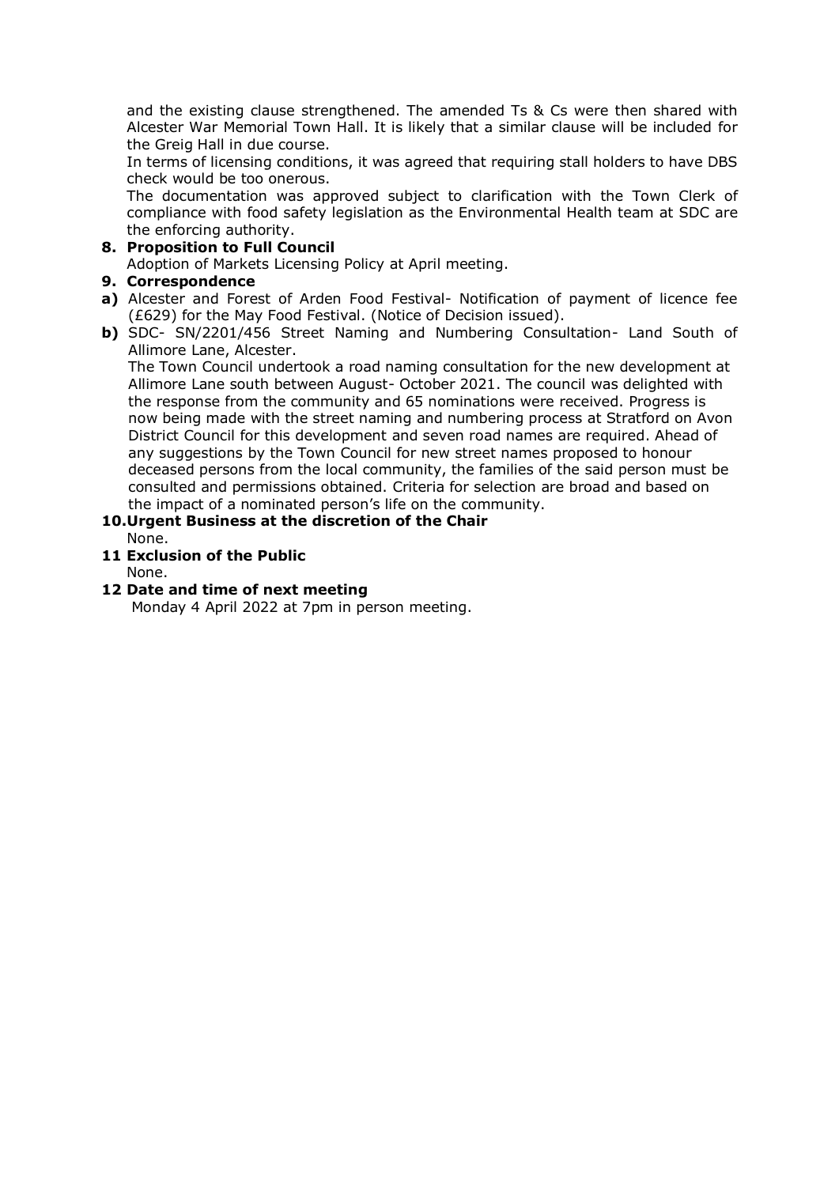and the existing clause strengthened. The amended Ts & Cs were then shared with Alcester War Memorial Town Hall. It is likely that a similar clause will be included for the Greig Hall in due course.

In terms of licensing conditions, it was agreed that requiring stall holders to have DBS check would be too onerous.

The documentation was approved subject to clarification with the Town Clerk of compliance with food safety legislation as the Environmental Health team at SDC are the enforcing authority.

**8. Proposition to Full Council**

Adoption of Markets Licensing Policy at April meeting.

**9. Correspondence**

**a)** Alcester and Forest of Arden Food Festival- Notification of payment of licence fee (£629) for the May Food Festival. (Notice of Decision issued).

**b)** SDC- SN/2201/456 Street Naming and Numbering Consultation- Land South of Allimore Lane, Alcester.

The Town Council undertook a road naming consultation for the new development at Allimore Lane south between August- October 2021. The council was delighted with the response from the community and 65 nominations were received. Progress is now being made with the street naming and numbering process at Stratford on Avon District Council for this development and seven road names are required. Ahead of any suggestions by the Town Council for new street names proposed to honour deceased persons from the local community, the families of the said person must be consulted and permissions obtained. Criteria for selection are broad and based on the impact of a nominated person's life on the community.

**10. Urgent Business at the discretion of the Chair**

None.

**11 Exclusion of the Public**

None.

**12 Date and time of next meeting**

Monday 4 April 2022 at 7pm in person meeting.